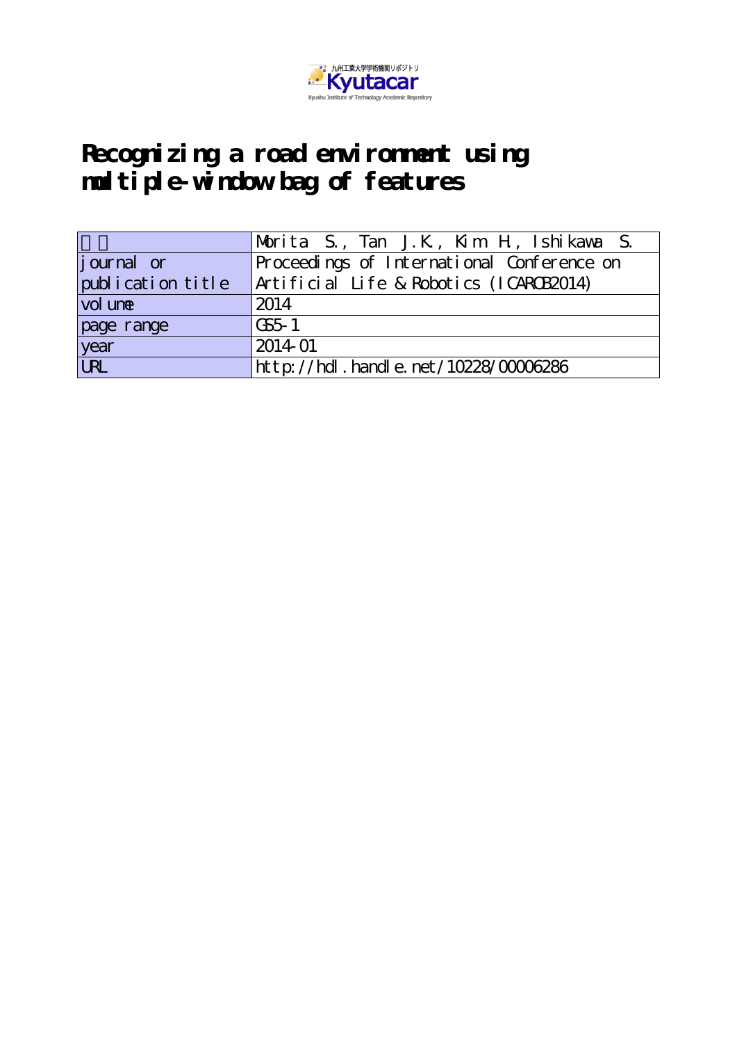九州工業大学学術機関リポジトリ

Kyutacar

Kyushu Institute of Technology Academic Repository

# Recognizing a road environment using multiple-window bag of features

| 著者 | Morita S., Tan J.K., Kim H., Ishikawa S. |
|---|---|
| journal or publication title | Proceedings of International Conference on Artificial Life & Robotics (ICAROB2014) |
| volume | 2014 |
| page range | GS5-1 |
| year | 2014-01 |
| URL | http://hdl.handle.net/10228/00006286 |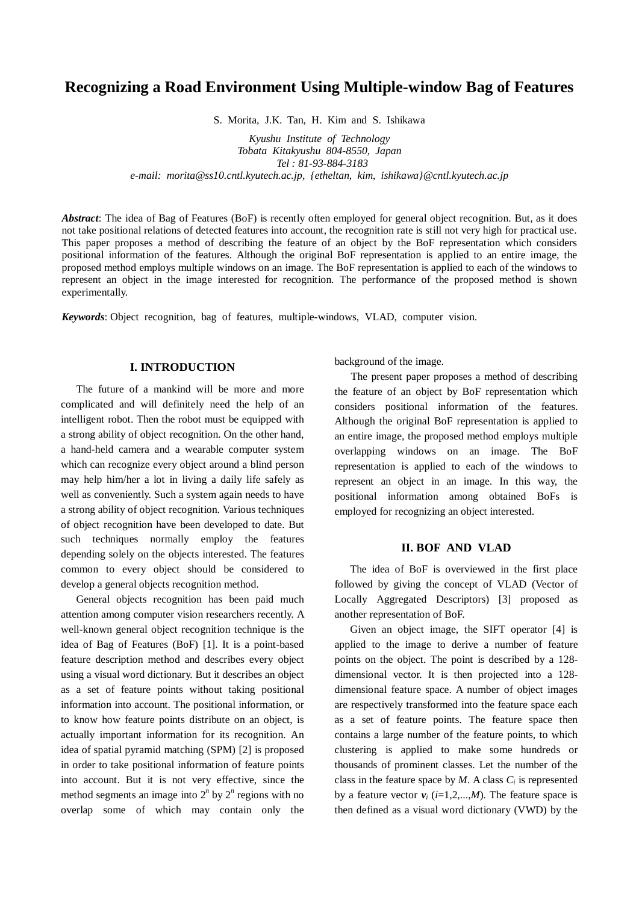# Recognizing a Road Environment Using Multiple-window Bag of Features

S. Morita, J.K. Tan, H. Kim and S. Ishikawa

*Kyushu Institute of Technology*
*Tobata Kitakyushu 804-8550, Japan*
*Tel : 81-93-884-3183*
*e-mail: morita@ss10.cntl.kyutech.ac.jp, {etheltan, kim, ishikawa}@cntl.kyutech.ac.jp*

***Abstract***: The idea of Bag of Features (BoF) is recently often employed for general object recognition. But, as it does not take positional relations of detected features into account, the recognition rate is still not very high for practical use. This paper proposes a method of describing the feature of an object by the BoF representation which considers positional information of the features. Although the original BoF representation is applied to an entire image, the proposed method employs multiple windows on an image. The BoF representation is applied to each of the windows to represent an object in the image interested for recognition. The performance of the proposed method is shown experimentally.

***Keywords***: Object recognition, bag of features, multiple-windows, VLAD, computer vision.

## I. INTRODUCTION

The future of a mankind will be more and more complicated and will definitely need the help of an intelligent robot. Then the robot must be equipped with a strong ability of object recognition. On the other hand, a hand-held camera and a wearable computer system which can recognize every object around a blind person may help him/her a lot in living a daily life safely as well as conveniently. Such a system again needs to have a strong ability of object recognition. Various techniques of object recognition have been developed to date. But such techniques normally employ the features depending solely on the objects interested. The features common to every object should be considered to develop a general objects recognition method.

General objects recognition has been paid much attention among computer vision researchers recently. A well-known general object recognition technique is the idea of Bag of Features (BoF) [1]. It is a point-based feature description method and describes every object using a visual word dictionary. But it describes an object as a set of feature points without taking positional information into account. The positional information, or to know how feature points distribute on an object, is actually important information for its recognition. An idea of spatial pyramid matching (SPM) [2] is proposed in order to take positional information of feature points into account. But it is not very effective, since the method segments an image into $2^n$ by $2^n$ regions with no overlap some of which may contain only the background of the image.

The present paper proposes a method of describing the feature of an object by BoF representation which considers positional information of the features. Although the original BoF representation is applied to an entire image, the proposed method employs multiple overlapping windows on an image. The BoF representation is applied to each of the windows to represent an object in an image. In this way, the positional information among obtained BoFs is employed for recognizing an object interested.

## II. BOF AND VLAD

The idea of BoF is overviewed in the first place followed by giving the concept of VLAD (Vector of Locally Aggregated Descriptors) [3] proposed as another representation of BoF.

Given an object image, the SIFT operator [4] is applied to the image to derive a number of feature points on the object. The point is described by a 128-dimensional vector. It is then projected into a 128-dimensional feature space. A number of object images are respectively transformed into the feature space each as a set of feature points. The feature space then contains a large number of the feature points, to which clustering is applied to make some hundreds or thousands of prominent classes. Let the number of the class in the feature space by $M$. A class $C_i$ is represented by a feature vector $\boldsymbol{v}_i$ ($i$=1,2,...,$M$). The feature space is then defined as a visual word dictionary (VWD) by the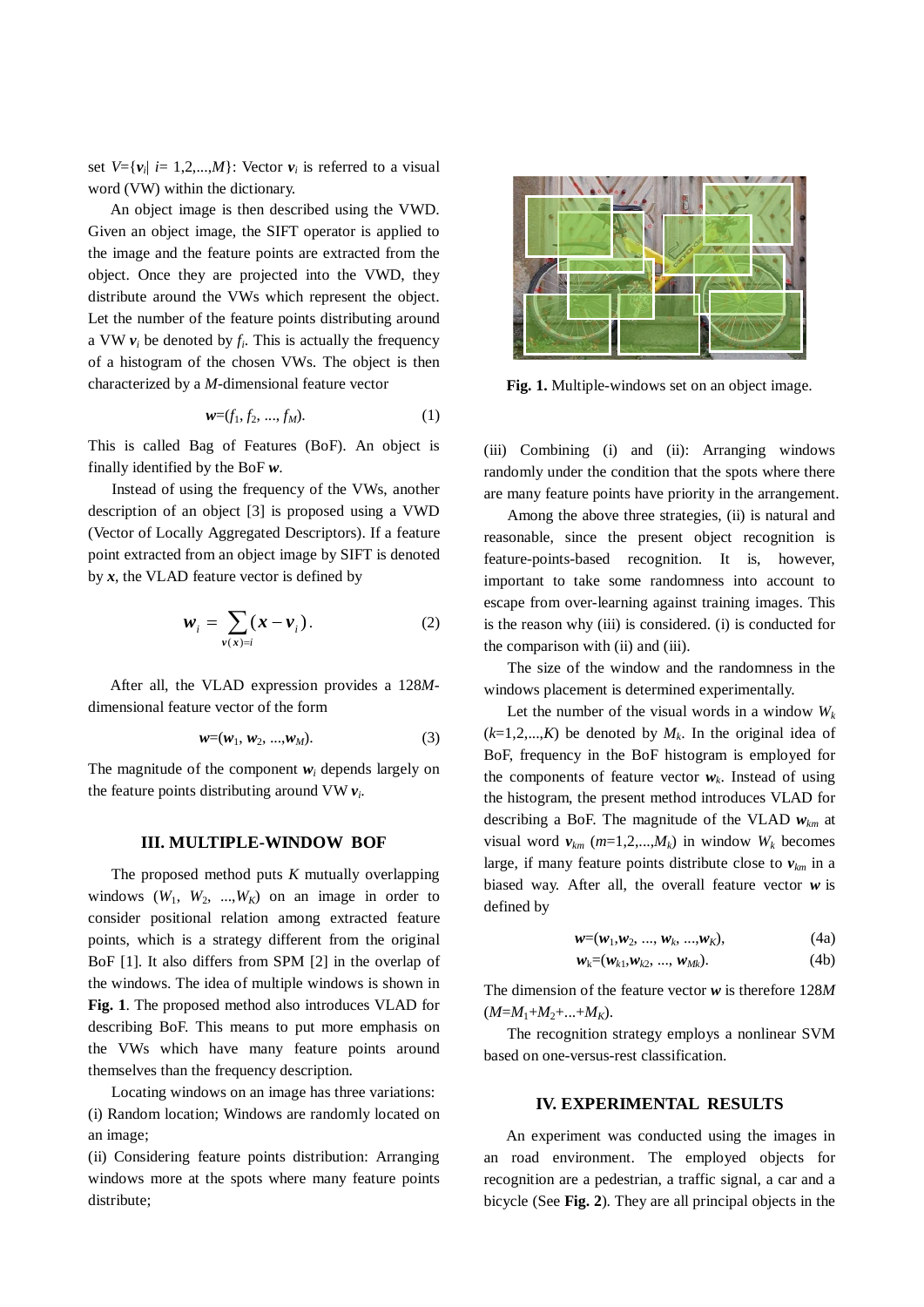set $V=\{\boldsymbol{v}_i | \ i= 1,2,...,M\}$: Vector $\boldsymbol{v}_i$ is referred to a visual word (VW) within the dictionary.

An object image is then described using the VWD. Given an object image, the SIFT operator is applied to the image and the feature points are extracted from the object. Once they are projected into the VWD, they distribute around the VWs which represent the object. Let the number of the feature points distributing around a VW $\boldsymbol{v}_i$ be denoted by $f_i$. This is actually the frequency of a histogram of the chosen VWs. The object is then characterized by a $M$-dimensional feature vector

$$\boldsymbol{w}=(f_1, f_2, ..., f_M). \tag{1}$$

This is called Bag of Features (BoF). An object is finally identified by the BoF $\boldsymbol{w}$.

Instead of using the frequency of the VWs, another description of an object [3] is proposed using a VWD (Vector of Locally Aggregated Descriptors). If a feature point extracted from an object image by SIFT is denoted by $\boldsymbol{x}$, the VLAD feature vector is defined by

$$\boldsymbol{w}_i = \sum_{\boldsymbol{v}(\boldsymbol{x})=i} (\boldsymbol{x} - \boldsymbol{v}_i). \tag{2}$$

After all, the VLAD expression provides a 128$M$-dimensional feature vector of the form

$$\boldsymbol{w}=(\boldsymbol{w}_1, \boldsymbol{w}_2, ...,\boldsymbol{w}_M). \tag{3}$$

The magnitude of the component $\boldsymbol{w}_i$ depends largely on the feature points distributing around VW $\boldsymbol{v}_i$.

## III. MULTIPLE-WINDOW BOF

The proposed method puts $K$ mutually overlapping windows ($W_1$, $W_2$, ...,$W_K$) on an image in order to consider positional relation among extracted feature points, which is a strategy different from the original BoF [1]. It also differs from SPM [2] in the overlap of the windows. The idea of multiple windows is shown in **Fig. 1**. The proposed method also introduces VLAD for describing BoF. This means to put more emphasis on the VWs which have many feature points around themselves than the frequency description.

Locating windows on an image has three variations:

(i) Random location; Windows are randomly located on an image;

(ii) Considering feature points distribution: Arranging windows more at the spots where many feature points distribute;

**Fig. 1.** Multiple-windows set on an object image.

(iii) Combining (i) and (ii): Arranging windows randomly under the condition that the spots where there are many feature points have priority in the arrangement.

Among the above three strategies, (ii) is natural and reasonable, since the present object recognition is feature-points-based recognition. It is, however, important to take some randomness into account to escape from over-learning against training images. This is the reason why (iii) is considered. (i) is conducted for the comparison with (ii) and (iii).

The size of the window and the randomness in the windows placement is determined experimentally.

Let the number of the visual words in a window $W_k$ ($k$=1,2,...,$K$) be denoted by $M_k$. In the original idea of BoF, frequency in the BoF histogram is employed for the components of feature vector $\boldsymbol{w}_k$. Instead of using the histogram, the present method introduces VLAD for describing a BoF. The magnitude of the VLAD $\boldsymbol{w}_{km}$ at visual word $\boldsymbol{v}_{km}$ ($m$=1,2,...,$M_k$) in window $W_k$ becomes large, if many feature points distribute close to $\boldsymbol{v}_{km}$ in a biased way. After all, the overall feature vector $\boldsymbol{w}$ is defined by

$$\boldsymbol{w}=(\boldsymbol{w}_1,\boldsymbol{w}_2, ..., \boldsymbol{w}_k, ...,\boldsymbol{w}_K), \tag{4a}$$

$$\boldsymbol{w}_k=(\boldsymbol{w}_{k1},\boldsymbol{w}_{k2}, ..., \boldsymbol{w}_{Mk}). \tag{4b}$$

The dimension of the feature vector $\boldsymbol{w}$ is therefore 128$M$ ($M$=$M_1$+$M_2$+...+$M_K$).

The recognition strategy employs a nonlinear SVM based on one-versus-rest classification.

## IV. EXPERIMENTAL RESULTS

An experiment was conducted using the images in an road environment. The employed objects for recognition are a pedestrian, a traffic signal, a car and a bicycle (See **Fig. 2**). They are all principal objects in the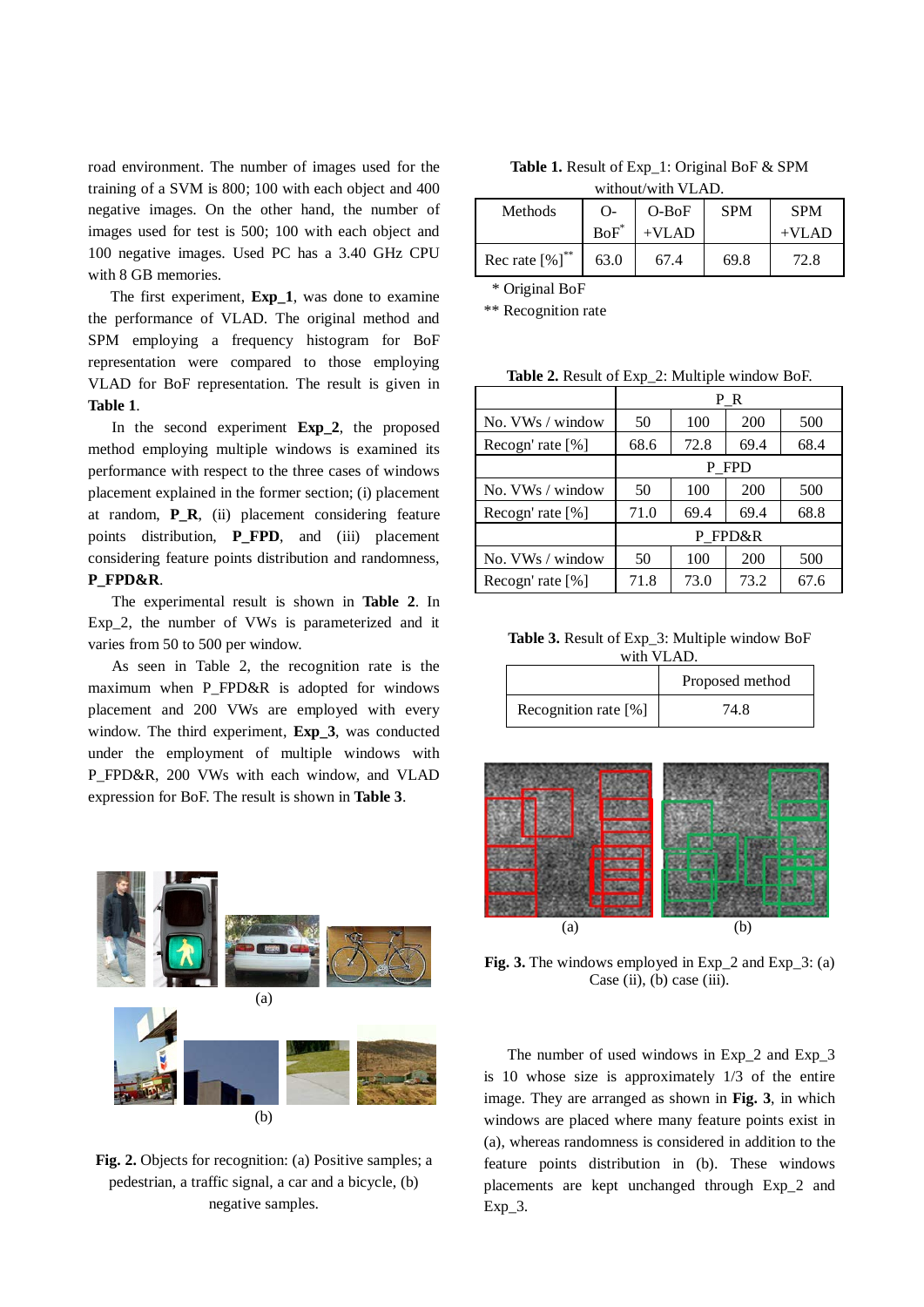road environment. The number of images used for the training of a SVM is 800; 100 with each object and 400 negative images. On the other hand, the number of images used for test is 500; 100 with each object and 100 negative images. Used PC has a 3.40 GHz CPU with 8 GB memories.

The first experiment, **Exp_1**, was done to examine the performance of VLAD. The original method and SPM employing a frequency histogram for BoF representation were compared to those employing VLAD for BoF representation. The result is given in **Table 1**.

In the second experiment **Exp_2**, the proposed method employing multiple windows is examined its performance with respect to the three cases of windows placement explained in the former section; (i) placement at random, **P_R**, (ii) placement considering feature points distribution, **P_FPD**, and (iii) placement considering feature points distribution and randomness, **P_FPD&R**.

The experimental result is shown in **Table 2**. In Exp_2, the number of VWs is parameterized and it varies from 50 to 500 per window.

As seen in Table 2, the recognition rate is the maximum when P_FPD&R is adopted for windows placement and 200 VWs are employed with every window. The third experiment, **Exp_3**, was conducted under the employment of multiple windows with P_FPD&R, 200 VWs with each window, and VLAD expression for BoF. The result is shown in **Table 3**.

**Fig. 2.** Objects for recognition: (a) Positive samples; a pedestrian, a traffic signal, a car and a bicycle, (b) negative samples.

**Table 1.** Result of Exp_1: Original BoF & SPM without/with VLAD.

| Methods | O-BoF* | O-BoF +VLAD | SPM | SPM +VLAD |
|---|---|---|---|---|
| Rec rate [%]** | 63.0 | 67.4 | 69.8 | 72.8 |

\* Original BoF

** Recognition rate

**Table 2.** Result of Exp_2: Multiple window BoF.

| | P_R | | | |
|---|---|---|---|---|
| No. VWs / window | 50 | 100 | 200 | 500 |
| Recogn' rate [%] | 68.6 | 72.8 | 69.4 | 68.4 |
| | P_FPD | | | |
| No. VWs / window | 50 | 100 | 200 | 500 |
| Recogn' rate [%] | 71.0 | 69.4 | 69.4 | 68.8 |
| | P_FPD&R | | | |
| No. VWs / window | 50 | 100 | 200 | 500 |
| Recogn' rate [%] | 71.8 | 73.0 | 73.2 | 67.6 |

**Table 3.** Result of Exp_3: Multiple window BoF with VLAD.

| | Proposed method |
|---|---|
| Recognition rate [%] | 74.8 |

**Fig. 3.** The windows employed in Exp_2 and Exp_3: (a) Case (ii), (b) case (iii).

The number of used windows in Exp_2 and Exp_3 is 10 whose size is approximately 1/3 of the entire image. They are arranged as shown in **Fig. 3**, in which windows are placed where many feature points exist in (a), whereas randomness is considered in addition to the feature points distribution in (b). These windows placements are kept unchanged through Exp_2 and Exp_3.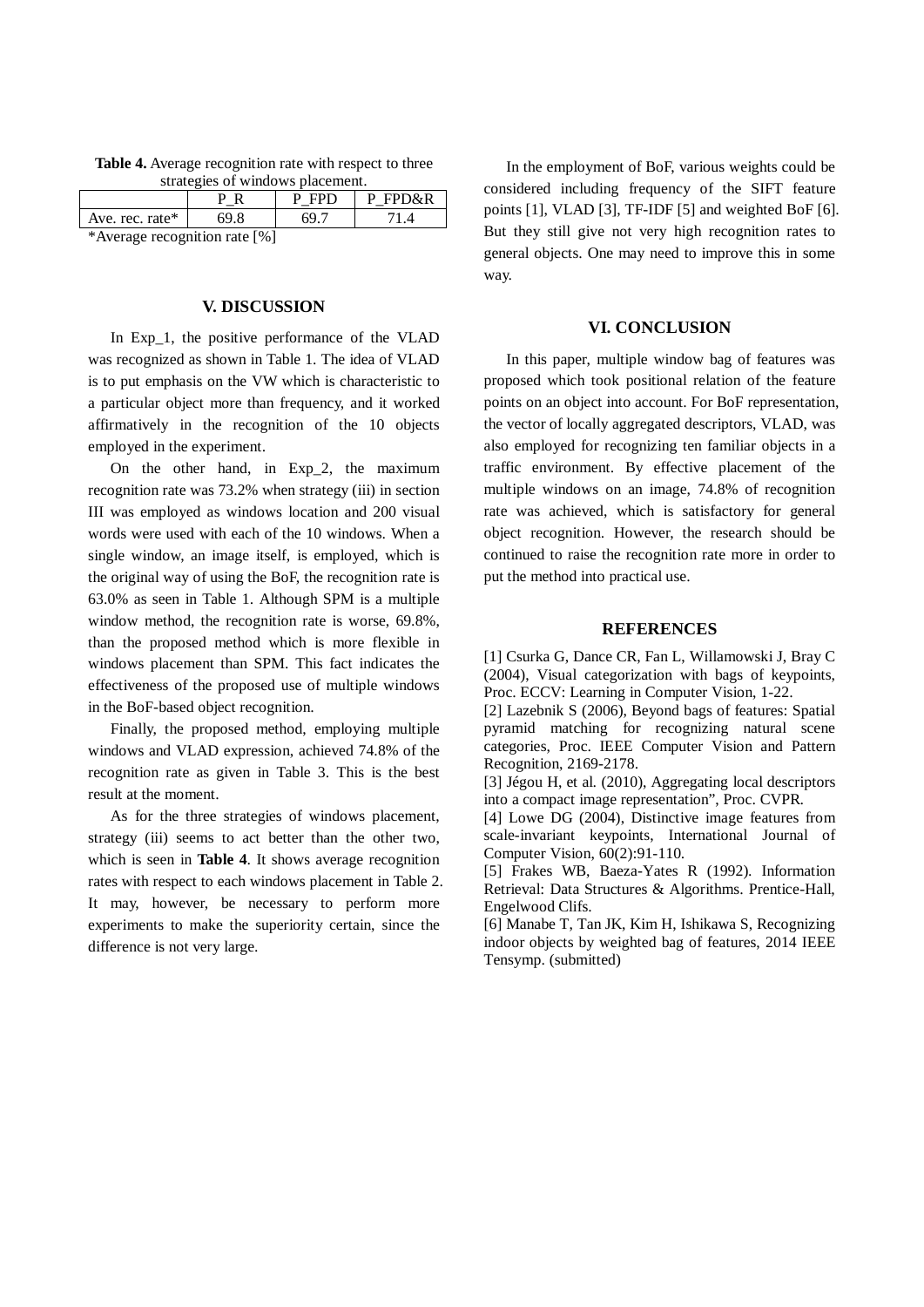**Table 4.** Average recognition rate with respect to three strategies of windows placement.

| | P_R | P_FPD | P_FPD&R |
|---|---|---|---|
| Ave. rec. rate* | 69.8 | 69.7 | 71.4 |

*Average recognition rate [%]

## V. DISCUSSION

In Exp_1, the positive performance of the VLAD was recognized as shown in Table 1. The idea of VLAD is to put emphasis on the VW which is characteristic to a particular object more than frequency, and it worked affirmatively in the recognition of the 10 objects employed in the experiment.

On the other hand, in Exp_2, the maximum recognition rate was 73.2% when strategy (iii) in section III was employed as windows location and 200 visual words were used with each of the 10 windows. When a single window, an image itself, is employed, which is the original way of using the BoF, the recognition rate is 63.0% as seen in Table 1. Although SPM is a multiple window method, the recognition rate is worse, 69.8%, than the proposed method which is more flexible in windows placement than SPM. This fact indicates the effectiveness of the proposed use of multiple windows in the BoF-based object recognition.

Finally, the proposed method, employing multiple windows and VLAD expression, achieved 74.8% of the recognition rate as given in Table 3. This is the best result at the moment.

As for the three strategies of windows placement, strategy (iii) seems to act better than the other two, which is seen in **Table 4**. It shows average recognition rates with respect to each windows placement in Table 2. It may, however, be necessary to perform more experiments to make the superiority certain, since the difference is not very large.

In the employment of BoF, various weights could be considered including frequency of the SIFT feature points [1], VLAD [3], TF-IDF [5] and weighted BoF [6]. But they still give not very high recognition rates to general objects. One may need to improve this in some way.

## VI. CONCLUSION

In this paper, multiple window bag of features was proposed which took positional relation of the feature points on an object into account. For BoF representation, the vector of locally aggregated descriptors, VLAD, was also employed for recognizing ten familiar objects in a traffic environment. By effective placement of the multiple windows on an image, 74.8% of recognition rate was achieved, which is satisfactory for general object recognition. However, the research should be continued to raise the recognition rate more in order to put the method into practical use.

## REFERENCES

[1] Csurka G, Dance CR, Fan L, Willamowski J, Bray C (2004), Visual categorization with bags of keypoints, Proc. ECCV: Learning in Computer Vision, 1-22.

[2] Lazebnik S (2006), Beyond bags of features: Spatial pyramid matching for recognizing natural scene categories, Proc. IEEE Computer Vision and Pattern Recognition, 2169-2178.

[3] Jégou H, et al. (2010), Aggregating local descriptors into a compact image representation", Proc. CVPR.

[4] Lowe DG (2004), Distinctive image features from scale-invariant keypoints, International Journal of Computer Vision, 60(2):91-110.

[5] Frakes WB, Baeza-Yates R (1992). Information Retrieval: Data Structures & Algorithms. Prentice-Hall, Engelwood Clifs.

[6] Manabe T, Tan JK, Kim H, Ishikawa S, Recognizing indoor objects by weighted bag of features, 2014 IEEE Tensymp. (submitted)